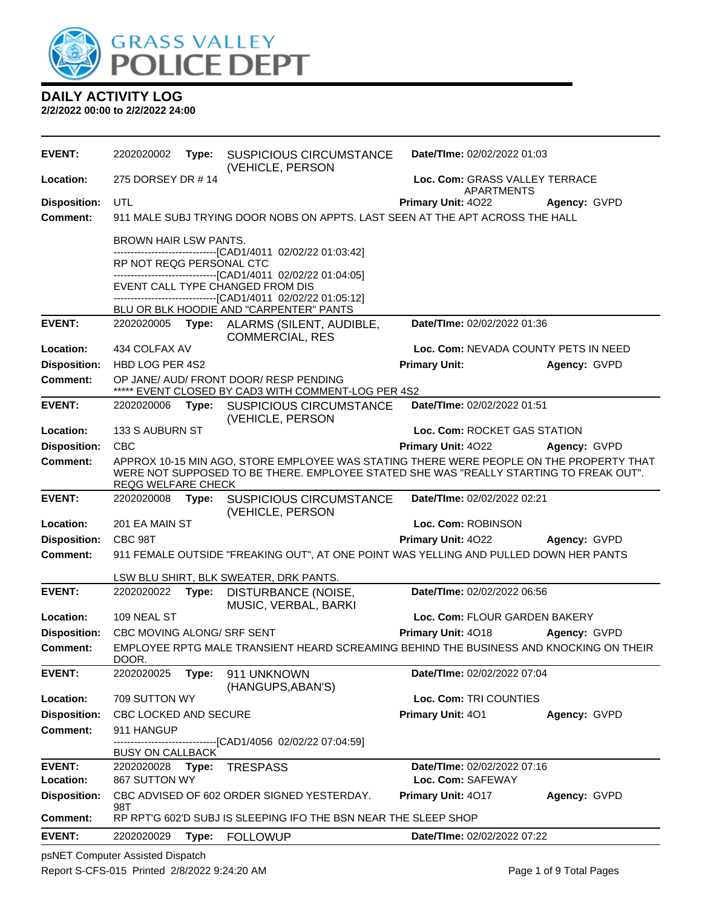GRASS VALLEY POLICE DEPT

# DAILY ACTIVITY LOG

**2/2/2022 00:00 to 2/2/2022 24:00**

---

**EVENT:** 2202020002 **Type:** SUSPICIOUS CIRCUMSTANCE (VEHICLE, PERSON **Date/TIme:** 02/02/2022 01:03
**Location:** 275 DORSEY DR # 14 **Loc. Com:** GRASS VALLEY TERRACE APARTMENTS
**Disposition:** UTL **Primary Unit:** 4O22 **Agency:** GVPD
**Comment:** 911 MALE SUBJ TRYING DOOR NOBS ON APPTS. LAST SEEN AT THE APT ACROSS THE HALL

BROWN HAIR LSW PANTS.
------------------------------[CAD1/4011 02/02/22 01:03:42]
RP NOT REQG PERSONAL CTC
------------------------------[CAD1/4011 02/02/22 01:04:05]
EVENT CALL TYPE CHANGED FROM DIS
------------------------------[CAD1/4011 02/02/22 01:05:12]
BLU OR BLK HOODIE AND "CARPENTER" PANTS

---

**EVENT:** 2202020005 **Type:** ALARMS (SILENT, AUDIBLE, COMMERCIAL, RES **Date/TIme:** 02/02/2022 01:36
**Location:** 434 COLFAX AV **Loc. Com:** NEVADA COUNTY PETS IN NEED
**Disposition:** HBD LOG PER 4S2 **Primary Unit:** **Agency:** GVPD
**Comment:** OP JANE/ AUD/ FRONT DOOR/ RESP PENDING
***** EVENT CLOSED BY CAD3 WITH COMMENT-LOG PER 4S2

---

**EVENT:** 2202020006 **Type:** SUSPICIOUS CIRCUMSTANCE (VEHICLE, PERSON **Date/TIme:** 02/02/2022 01:51
**Location:** 133 S AUBURN ST **Loc. Com:** ROCKET GAS STATION
**Disposition:** CBC **Primary Unit:** 4O22 **Agency:** GVPD
**Comment:** APPROX 10-15 MIN AGO, STORE EMPLOYEE WAS STATING THERE WERE PEOPLE ON THE PROPERTY THAT WERE NOT SUPPOSED TO BE THERE. EMPLOYEE STATED SHE WAS "REALLY STARTING TO FREAK OUT". REQG WELFARE CHECK

---

**EVENT:** 2202020008 **Type:** SUSPICIOUS CIRCUMSTANCE (VEHICLE, PERSON **Date/TIme:** 02/02/2022 02:21
**Location:** 201 EA MAIN ST **Loc. Com:** ROBINSON
**Disposition:** CBC 98T **Primary Unit:** 4O22 **Agency:** GVPD
**Comment:** 911 FEMALE OUTSIDE "FREAKING OUT", AT ONE POINT WAS YELLING AND PULLED DOWN HER PANTS

LSW BLU SHIRT, BLK SWEATER, DRK PANTS.

---

**EVENT:** 2202020022 **Type:** DISTURBANCE (NOISE, MUSIC, VERBAL, BARKI **Date/TIme:** 02/02/2022 06:56
**Location:** 109 NEAL ST **Loc. Com:** FLOUR GARDEN BAKERY
**Disposition:** CBC MOVING ALONG/ SRF SENT **Primary Unit:** 4O18 **Agency:** GVPD
**Comment:** EMPLOYEE RPTG MALE TRANSIENT HEARD SCREAMING BEHIND THE BUSINESS AND KNOCKING ON THEIR DOOR.

---

**EVENT:** 2202020025 **Type:** 911 UNKNOWN (HANGUPS,ABAN'S) **Date/TIme:** 02/02/2022 07:04
**Location:** 709 SUTTON WY **Loc. Com:** TRI COUNTIES
**Disposition:** CBC LOCKED AND SECURE **Primary Unit:** 4O1 **Agency:** GVPD
**Comment:** 911 HANGUP
------------------------------[CAD1/4056 02/02/22 07:04:59]
BUSY ON CALLBACK

---

**EVENT:** 2202020028 **Type:** TRESPASS **Date/TIme:** 02/02/2022 07:16
**Location:** 867 SUTTON WY **Loc. Com:** SAFEWAY
**Disposition:** CBC ADVISED OF 602 ORDER SIGNED YESTERDAY. 98T **Primary Unit:** 4O17 **Agency:** GVPD
**Comment:** RP RPT'G 602'D SUBJ IS SLEEPING IFO THE BSN NEAR THE SLEEP SHOP

---

**EVENT:** 2202020029 **Type:** FOLLOWUP **Date/TIme:** 02/02/2022 07:22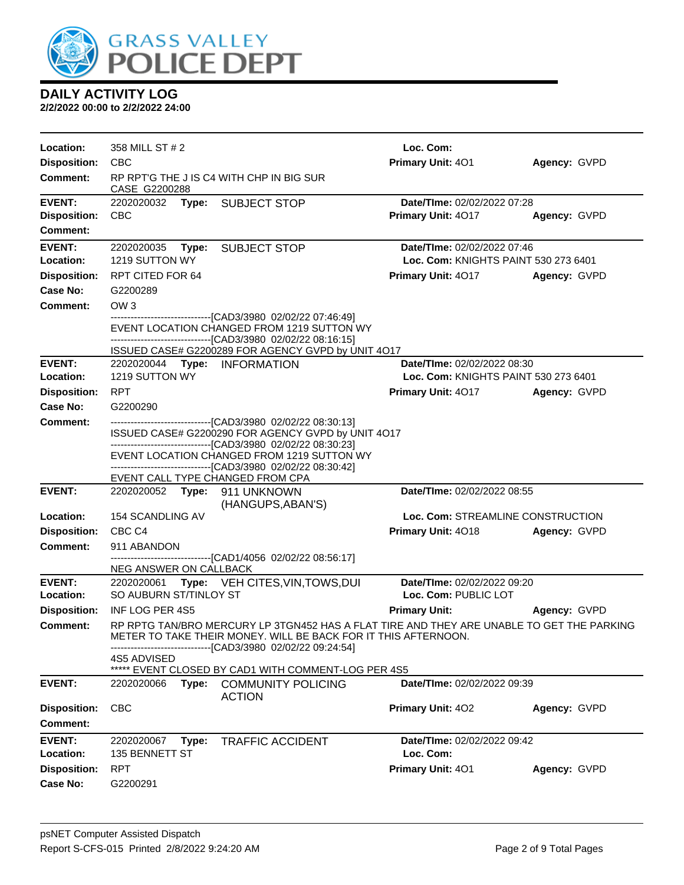# DAILY ACTIVITY LOG

**2/2/2022 00:00 to 2/2/2022 24:00**

**Location:** 358 MILL ST # 2 **Loc. Com:**
**Disposition:** CBC **Primary Unit:** 4O1 **Agency:** GVPD
**Comment:** RP RPT'G THE J IS C4 WITH CHP IN BIG SUR
CASE G2200288

---

**EVENT:** 2202020032 **Type:** SUBJECT STOP **Date/TIme:** 02/02/2022 07:28
**Disposition:** CBC **Primary Unit:** 4O17 **Agency:** GVPD
**Comment:**

---

**EVENT:** 2202020035 **Type:** SUBJECT STOP **Date/TIme:** 02/02/2022 07:46
**Location:** 1219 SUTTON WY **Loc. Com:** KNIGHTS PAINT 530 273 6401
**Disposition:** RPT CITED FOR 64 **Primary Unit:** 4O17 **Agency:** GVPD
**Case No:** G2200289
**Comment:** OW 3
------------------------------[CAD3/3980 02/02/22 07:46:49]
EVENT LOCATION CHANGED FROM 1219 SUTTON WY
------------------------------[CAD3/3980 02/02/22 08:16:15]
ISSUED CASE# G2200289 FOR AGENCY GVPD by UNIT 4O17

---

**EVENT:** 2202020044 **Type:** INFORMATION **Date/TIme:** 02/02/2022 08:30
**Location:** 1219 SUTTON WY **Loc. Com:** KNIGHTS PAINT 530 273 6401
**Disposition:** RPT **Primary Unit:** 4O17 **Agency:** GVPD
**Case No:** G2200290
**Comment:**
------------------------------[CAD3/3980 02/02/22 08:30:13]
ISSUED CASE# G2200290 FOR AGENCY GVPD by UNIT 4O17
------------------------------[CAD3/3980 02/02/22 08:30:23]
EVENT LOCATION CHANGED FROM 1219 SUTTON WY
------------------------------[CAD3/3980 02/02/22 08:30:42]
EVENT CALL TYPE CHANGED FROM CPA

---

**EVENT:** 2202020052 **Type:** 911 UNKNOWN (HANGUPS,ABAN'S) **Date/TIme:** 02/02/2022 08:55
**Location:** 154 SCANDLING AV **Loc. Com:** STREAMLINE CONSTRUCTION
**Disposition:** CBC C4 **Primary Unit:** 4O18 **Agency:** GVPD
**Comment:** 911 ABANDON
------------------------------[CAD1/4056 02/02/22 08:56:17]
NEG ANSWER ON CALLBACK

---

**EVENT:** 2202020061 **Type:** VEH CITES,VIN,TOWS,DUI **Date/TIme:** 02/02/2022 09:20
**Location:** SO AUBURN ST/TINLOY ST **Loc. Com:** PUBLIC LOT
**Disposition:** INF LOG PER 4S5 **Primary Unit:** **Agency:** GVPD
**Comment:** RP RPTG TAN/BRO MERCURY LP 3TGN452 HAS A FLAT TIRE AND THEY ARE UNABLE TO GET THE PARKING METER TO TAKE THEIR MONEY. WILL BE BACK FOR IT THIS AFTERNOON.
------------------------------[CAD3/3980 02/02/22 09:24:54]
4S5 ADVISED
***** EVENT CLOSED BY CAD1 WITH COMMENT-LOG PER 4S5

---

**EVENT:** 2202020066 **Type:** COMMUNITY POLICING ACTION **Date/TIme:** 02/02/2022 09:39
**Disposition:** CBC **Primary Unit:** 4O2 **Agency:** GVPD
**Comment:**

---

**EVENT:** 2202020067 **Type:** TRAFFIC ACCIDENT **Date/TIme:** 02/02/2022 09:42
**Location:** 135 BENNETT ST **Loc. Com:**
**Disposition:** RPT **Primary Unit:** 4O1 **Agency:** GVPD
**Case No:** G2200291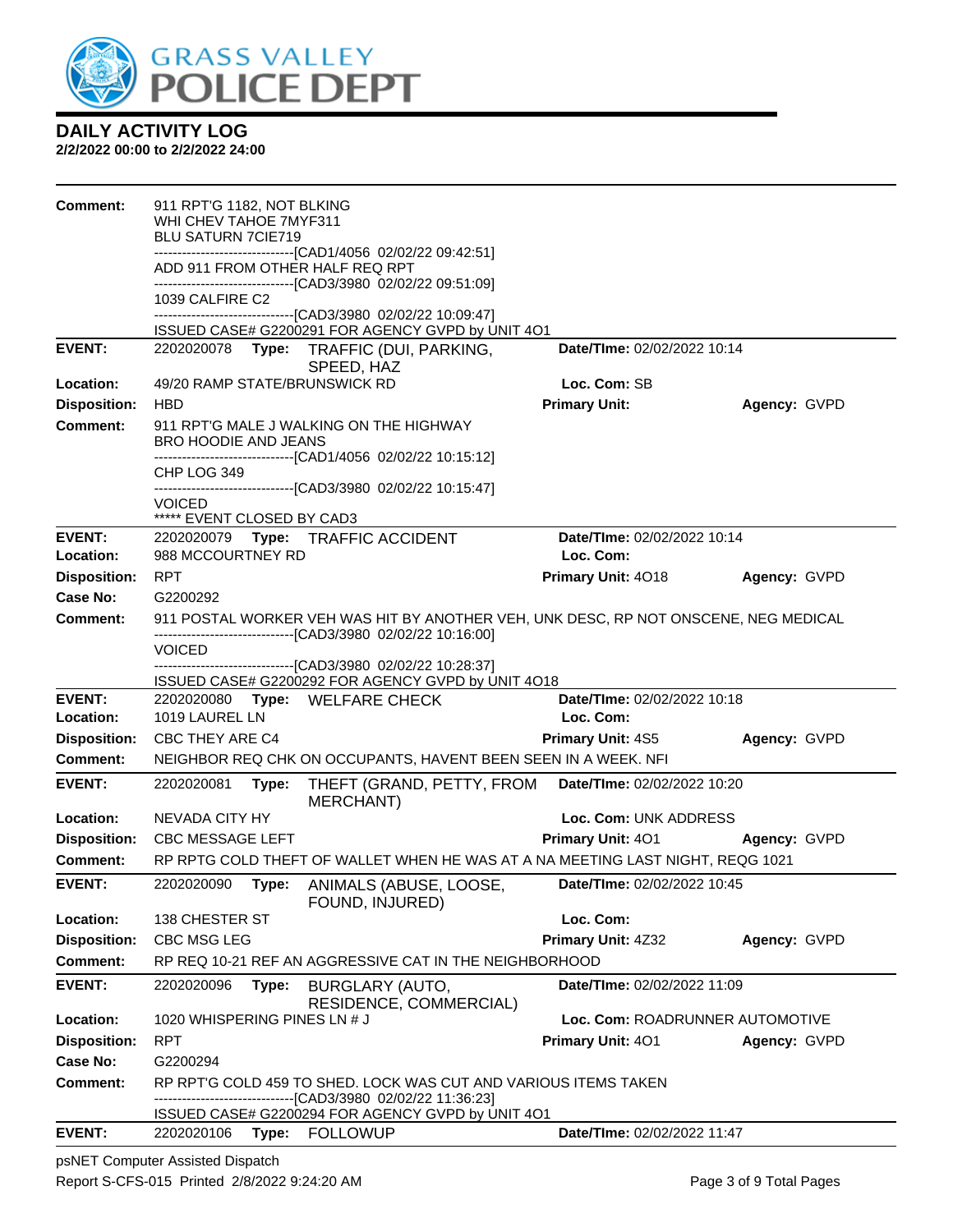# GRASS VALLEY POLICE DEPT

## DAILY ACTIVITY LOG

**2/2/2022 00:00 to 2/2/2022 24:00**

**Comment:** 911 RPT'G 1182, NOT BLKING
WHI CHEV TAHOE 7MYF311
BLU SATURN 7CIE719
------------------------------[CAD1/4056 02/02/22 09:42:51]
ADD 911 FROM OTHER HALF REQ RPT
------------------------------[CAD3/3980 02/02/22 09:51:09]
1039 CALFIRE C2
------------------------------[CAD3/3980 02/02/22 10:09:47]
ISSUED CASE# G2200291 FOR AGENCY GVPD by UNIT 4O1

---

**EVENT:** 2202020078 **Type:** TRAFFIC (DUI, PARKING, SPEED, HAZ) **Date/TIme:** 02/02/2022 10:14
**Location:** 49/20 RAMP STATE/BRUNSWICK RD **Loc. Com:** SB
**Disposition:** HBD **Primary Unit:** **Agency:** GVPD
**Comment:** 911 RPT'G MALE J WALKING ON THE HIGHWAY
BRO HOODIE AND JEANS
------------------------------[CAD1/4056 02/02/22 10:15:12]
CHP LOG 349
------------------------------[CAD3/3980 02/02/22 10:15:47]
VOICED
***** EVENT CLOSED BY CAD3

---

**EVENT:** 2202020079 **Type:** TRAFFIC ACCIDENT **Date/TIme:** 02/02/2022 10:14
**Location:** 988 MCCOURTNEY RD **Loc. Com:**
**Disposition:** RPT **Primary Unit:** 4O18 **Agency:** GVPD
**Case No:** G2200292
**Comment:** 911 POSTAL WORKER VEH WAS HIT BY ANOTHER VEH, UNK DESC, RP NOT ONSCENE, NEG MEDICAL
------------------------------[CAD3/3980 02/02/22 10:16:00]
VOICED
------------------------------[CAD3/3980 02/02/22 10:28:37]
ISSUED CASE# G2200292 FOR AGENCY GVPD by UNIT 4O18

---

**EVENT:** 2202020080 **Type:** WELFARE CHECK **Date/TIme:** 02/02/2022 10:18
**Location:** 1019 LAUREL LN **Loc. Com:**
**Disposition:** CBC THEY ARE C4 **Primary Unit:** 4S5 **Agency:** GVPD
**Comment:** NEIGHBOR REQ CHK ON OCCUPANTS, HAVENT BEEN SEEN IN A WEEK. NFI

---

**EVENT:** 2202020081 **Type:** THEFT (GRAND, PETTY, FROM MERCHANT) **Date/TIme:** 02/02/2022 10:20
**Location:** NEVADA CITY HY **Loc. Com:** UNK ADDRESS
**Disposition:** CBC MESSAGE LEFT **Primary Unit:** 4O1 **Agency:** GVPD
**Comment:** RP RPTG COLD THEFT OF WALLET WHEN HE WAS AT A NA MEETING LAST NIGHT, REQG 1021

---

**EVENT:** 2202020090 **Type:** ANIMALS (ABUSE, LOOSE, FOUND, INJURED) **Date/TIme:** 02/02/2022 10:45
**Location:** 138 CHESTER ST **Loc. Com:**
**Disposition:** CBC MSG LEG **Primary Unit:** 4Z32 **Agency:** GVPD
**Comment:** RP REQ 10-21 REF AN AGGRESSIVE CAT IN THE NEIGHBORHOOD

---

**EVENT:** 2202020096 **Type:** BURGLARY (AUTO, RESIDENCE, COMMERCIAL) **Date/TIme:** 02/02/2022 11:09
**Location:** 1020 WHISPERING PINES LN # J **Loc. Com:** ROADRUNNER AUTOMOTIVE
**Disposition:** RPT **Primary Unit:** 4O1 **Agency:** GVPD
**Case No:** G2200294
**Comment:** RP RPT'G COLD 459 TO SHED. LOCK WAS CUT AND VARIOUS ITEMS TAKEN
------------------------------[CAD3/3980 02/02/22 11:36:23]
ISSUED CASE# G2200294 FOR AGENCY GVPD by UNIT 4O1

---

**EVENT:** 2202020106 **Type:** FOLLOWUP **Date/TIme:** 02/02/2022 11:47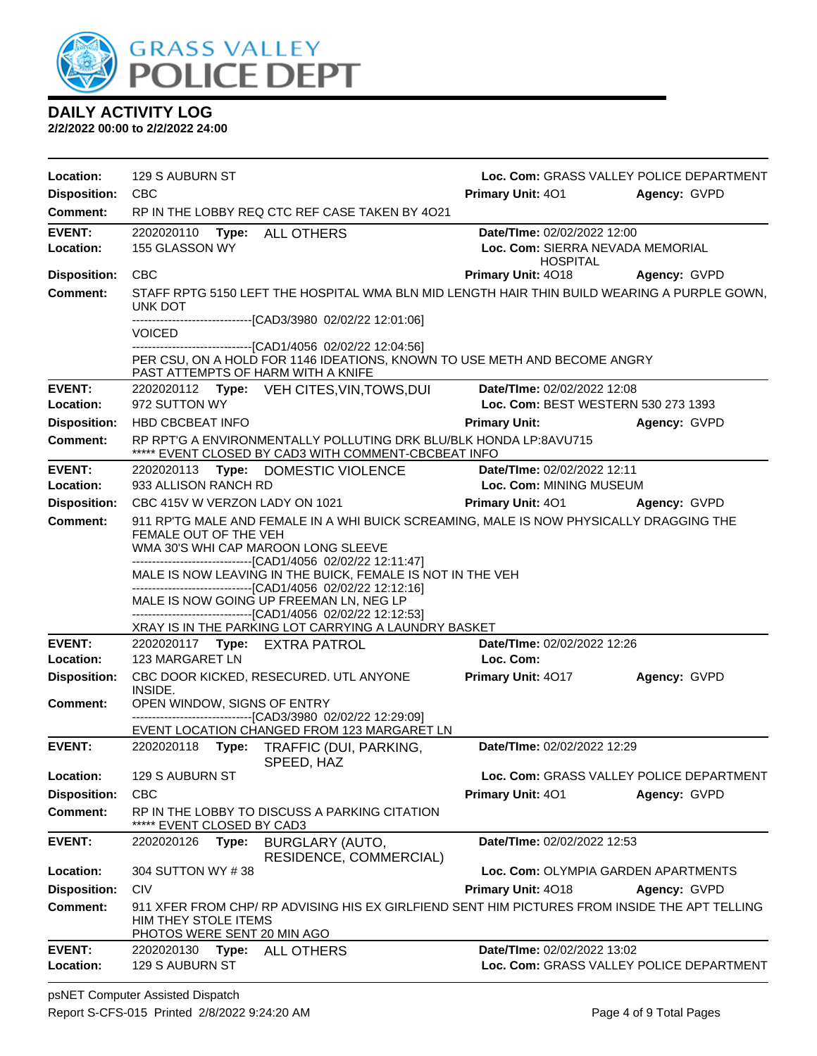# DAILY ACTIVITY LOG

**2/2/2022 00:00 to 2/2/2022 24:00**

**Location:** 129 S AUBURN ST | **Loc. Com:** GRASS VALLEY POLICE DEPARTMENT
**Disposition:** CBC | **Primary Unit:** 4O1 | **Agency:** GVPD
**Comment:** RP IN THE LOBBY REQ CTC REF CASE TAKEN BY 4O21

---

**EVENT:** 2202020110 **Type:** ALL OTHERS | **Date/TIme:** 02/02/2022 12:00
**Location:** 155 GLASSON WY | **Loc. Com:** SIERRA NEVADA MEMORIAL HOSPITAL
**Disposition:** CBC | **Primary Unit:** 4O18 | **Agency:** GVPD
**Comment:** STAFF RPTG 5150 LEFT THE HOSPITAL WMA BLN MID LENGTH HAIR THIN BUILD WEARING A PURPLE GOWN, UNK DOT

------------------------------[CAD3/3980 02/02/22 12:01:06]
VOICED
------------------------------[CAD1/4056 02/02/22 12:04:56]
PER CSU, ON A HOLD FOR 1146 IDEATIONS, KNOWN TO USE METH AND BECOME ANGRY
PAST ATTEMPTS OF HARM WITH A KNIFE

---

**EVENT:** 2202020112 **Type:** VEH CITES,VIN,TOWS,DUI | **Date/TIme:** 02/02/2022 12:08
**Location:** 972 SUTTON WY | **Loc. Com:** BEST WESTERN 530 273 1393
**Disposition:** HBD CBCBEAT INFO | **Primary Unit:** | **Agency:** GVPD
**Comment:** RP RPT'G A ENVIRONMENTALLY POLLUTING DRK BLU/BLK HONDA LP:8AVU715
***** EVENT CLOSED BY CAD3 WITH COMMENT-CBCBEAT INFO

---

**EVENT:** 2202020113 **Type:** DOMESTIC VIOLENCE | **Date/TIme:** 02/02/2022 12:11
**Location:** 933 ALLISON RANCH RD | **Loc. Com:** MINING MUSEUM
**Disposition:** CBC 415V W VERZON LADY ON 1021 | **Primary Unit:** 4O1 | **Agency:** GVPD
**Comment:** 911 RP'TG MALE AND FEMALE IN A WHI BUICK SCREAMING, MALE IS NOW PHYSICALLY DRAGGING THE FEMALE OUT OF THE VEH
WMA 30'S WHI CAP MAROON LONG SLEEVE
------------------------------[CAD1/4056 02/02/22 12:11:47]
MALE IS NOW LEAVING IN THE BUICK, FEMALE IS NOT IN THE VEH
------------------------------[CAD1/4056 02/02/22 12:12:16]
MALE IS NOW GOING UP FREEMAN LN, NEG LP
------------------------------[CAD1/4056 02/02/22 12:12:53]
XRAY IS IN THE PARKING LOT CARRYING A LAUNDRY BASKET

---

**EVENT:** 2202020117 **Type:** EXTRA PATROL | **Date/TIme:** 02/02/2022 12:26
**Location:** 123 MARGARET LN | **Loc. Com:**
**Disposition:** CBC DOOR KICKED, RESECURED. UTL ANYONE INSIDE. | **Primary Unit:** 4O17 | **Agency:** GVPD
**Comment:** OPEN WINDOW, SIGNS OF ENTRY
------------------------------[CAD3/3980 02/02/22 12:29:09]
EVENT LOCATION CHANGED FROM 123 MARGARET LN

---

**EVENT:** 2202020118 **Type:** TRAFFIC (DUI, PARKING, SPEED, HAZ | **Date/TIme:** 02/02/2022 12:29
**Location:** 129 S AUBURN ST | **Loc. Com:** GRASS VALLEY POLICE DEPARTMENT
**Disposition:** CBC | **Primary Unit:** 4O1 | **Agency:** GVPD
**Comment:** RP IN THE LOBBY TO DISCUSS A PARKING CITATION
***** EVENT CLOSED BY CAD3

---

**EVENT:** 2202020126 **Type:** BURGLARY (AUTO, RESIDENCE, COMMERCIAL) | **Date/TIme:** 02/02/2022 12:53
**Location:** 304 SUTTON WY # 38 | **Loc. Com:** OLYMPIA GARDEN APARTMENTS
**Disposition:** CIV | **Primary Unit:** 4O18 | **Agency:** GVPD
**Comment:** 911 XFER FROM CHP/ RP ADVISING HIS EX GIRLFIEND SENT HIM PICTURES FROM INSIDE THE APT TELLING HIM THEY STOLE ITEMS
PHOTOS WERE SENT 20 MIN AGO

---

**EVENT:** 2202020130 **Type:** ALL OTHERS | **Date/TIme:** 02/02/2022 13:02
**Location:** 129 S AUBURN ST | **Loc. Com:** GRASS VALLEY POLICE DEPARTMENT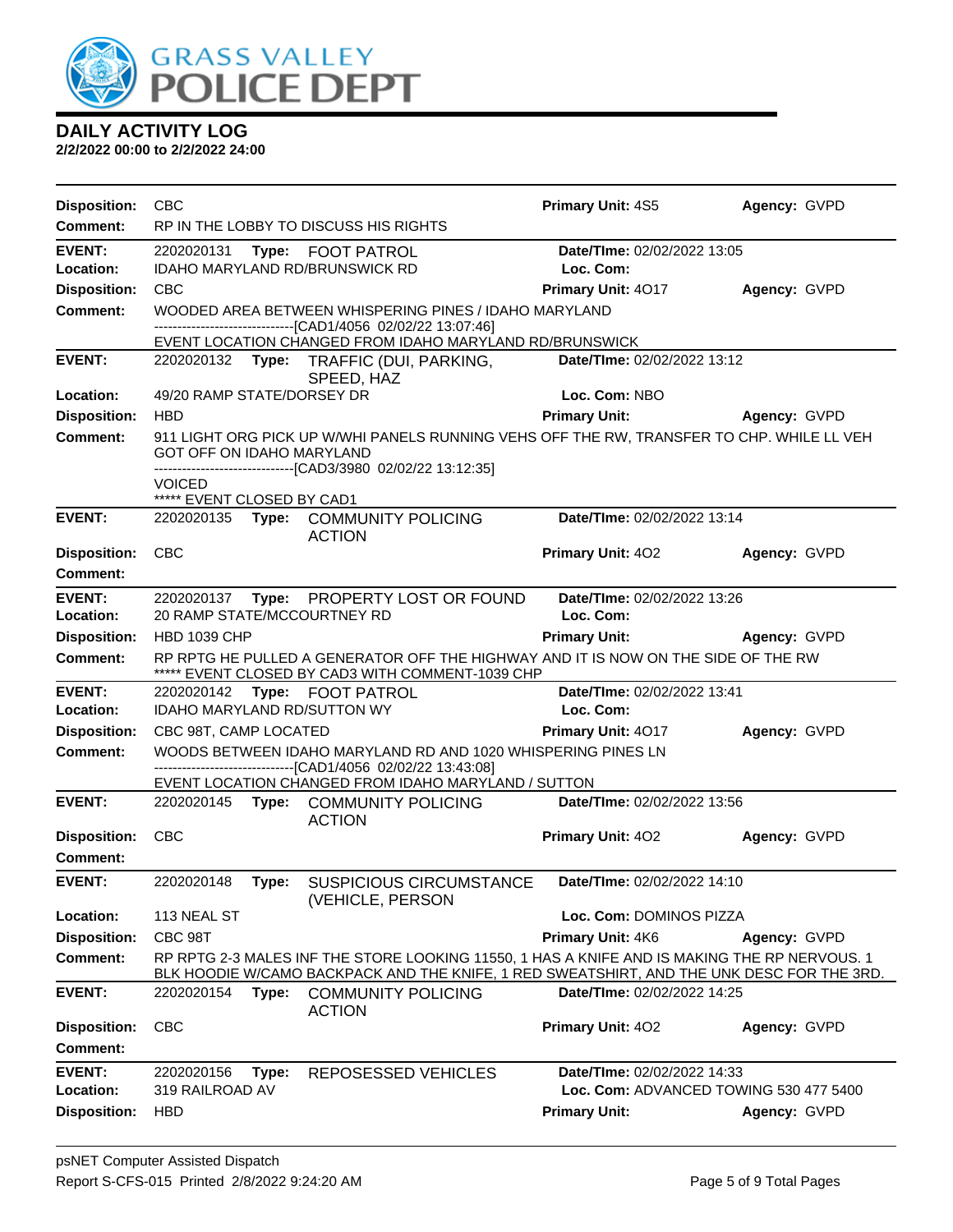# DAILY ACTIVITY LOG

**2/2/2022 00:00 to 2/2/2022 24:00**

| | | | |
|---|---|---|---|
| **Disposition:** CBC | | **Primary Unit:** 4S5 | **Agency:** GVPD |
| **Comment:** RP IN THE LOBBY TO DISCUSS HIS RIGHTS | | | |
| **EVENT:** 2202020131 | **Type:** FOOT PATROL | **Date/TIme:** 02/02/2022 13:05 | |
| **Location:** IDAHO MARYLAND RD/BRUNSWICK RD | | **Loc. Com:** | |
| **Disposition:** CBC | | **Primary Unit:** 4O17 | **Agency:** GVPD |
| **Comment:** WOODED AREA BETWEEN WHISPERING PINES / IDAHO MARYLAND<br>------------------------------[CAD1/4056 02/02/22 13:07:46]<br>EVENT LOCATION CHANGED FROM IDAHO MARYLAND RD/BRUNSWICK | | | |
| **EVENT:** 2202020132 | **Type:** TRAFFIC (DUI, PARKING, SPEED, HAZ | **Date/TIme:** 02/02/2022 13:12 | |
| **Location:** 49/20 RAMP STATE/DORSEY DR | | **Loc. Com:** NBO | |
| **Disposition:** HBD | | **Primary Unit:** | **Agency:** GVPD |
| **Comment:** 911 LIGHT ORG PICK UP W/WHI PANELS RUNNING VEHS OFF THE RW, TRANSFER TO CHP. WHILE LL VEH GOT OFF ON IDAHO MARYLAND<br>------------------------------[CAD3/3980 02/02/22 13:12:35]<br>VOICED<br>***** EVENT CLOSED BY CAD1 | | | |
| **EVENT:** 2202020135 | **Type:** COMMUNITY POLICING ACTION | **Date/TIme:** 02/02/2022 13:14 | |
| **Disposition:** CBC | | **Primary Unit:** 4O2 | **Agency:** GVPD |
| **Comment:** | | | |
| **EVENT:** 2202020137 | **Type:** PROPERTY LOST OR FOUND | **Date/TIme:** 02/02/2022 13:26 | |
| **Location:** 20 RAMP STATE/MCCOURTNEY RD | | **Loc. Com:** | |
| **Disposition:** HBD 1039 CHP | | **Primary Unit:** | **Agency:** GVPD |
| **Comment:** RP RPTG HE PULLED A GENERATOR OFF THE HIGHWAY AND IT IS NOW ON THE SIDE OF THE RW<br>***** EVENT CLOSED BY CAD3 WITH COMMENT-1039 CHP | | | |
| **EVENT:** 2202020142 | **Type:** FOOT PATROL | **Date/TIme:** 02/02/2022 13:41 | |
| **Location:** IDAHO MARYLAND RD/SUTTON WY | | **Loc. Com:** | |
| **Disposition:** CBC 98T, CAMP LOCATED | | **Primary Unit:** 4O17 | **Agency:** GVPD |
| **Comment:** WOODS BETWEEN IDAHO MARYLAND RD AND 1020 WHISPERING PINES LN<br>------------------------------[CAD1/4056 02/02/22 13:43:08]<br>EVENT LOCATION CHANGED FROM IDAHO MARYLAND / SUTTON | | | |
| **EVENT:** 2202020145 | **Type:** COMMUNITY POLICING ACTION | **Date/TIme:** 02/02/2022 13:56 | |
| **Disposition:** CBC | | **Primary Unit:** 4O2 | **Agency:** GVPD |
| **Comment:** | | | |
| **EVENT:** 2202020148 | **Type:** SUSPICIOUS CIRCUMSTANCE (VEHICLE, PERSON | **Date/TIme:** 02/02/2022 14:10 | |
| **Location:** 113 NEAL ST | | **Loc. Com:** DOMINOS PIZZA | |
| **Disposition:** CBC 98T | | **Primary Unit:** 4K6 | **Agency:** GVPD |
| **Comment:** RP RPTG 2-3 MALES INF THE STORE LOOKING 11550, 1 HAS A KNIFE AND IS MAKING THE RP NERVOUS. 1 BLK HOODIE W/CAMO BACKPACK AND THE KNIFE, 1 RED SWEATSHIRT, AND THE UNK DESC FOR THE 3RD. | | | |
| **EVENT:** 2202020154 | **Type:** COMMUNITY POLICING ACTION | **Date/TIme:** 02/02/2022 14:25 | |
| **Disposition:** CBC | | **Primary Unit:** 4O2 | **Agency:** GVPD |
| **Comment:** | | | |
| **EVENT:** 2202020156 | **Type:** REPOSESSED VEHICLES | **Date/TIme:** 02/02/2022 14:33 | |
| **Location:** 319 RAILROAD AV | | **Loc. Com:** ADVANCED TOWING 530 477 5400 | |
| **Disposition:** HBD | | **Primary Unit:** | **Agency:** GVPD |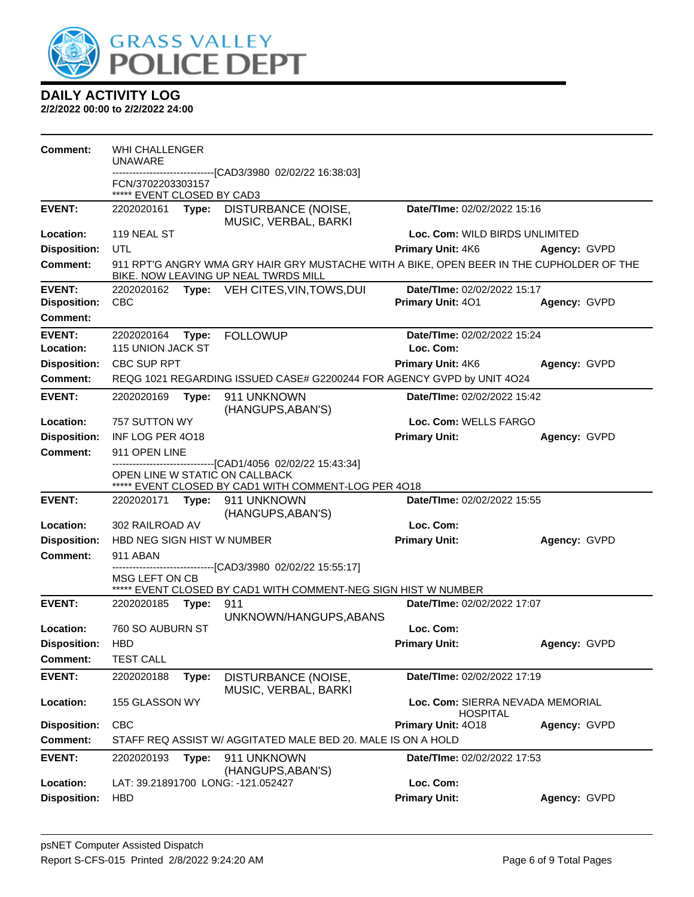# DAILY ACTIVITY LOG

**2/2/2022 00:00 to 2/2/2022 24:00**

**Comment:** WHI CHALLENGER
UNAWARE
------------------------------[CAD3/3980 02/02/22 16:38:03]
FCN/3702203303157
***** EVENT CLOSED BY CAD3

---

**EVENT:** 2202020161 **Type:** DISTURBANCE (NOISE, MUSIC, VERBAL, BARKI **Date/TIme:** 02/02/2022 15:16
**Location:** 119 NEAL ST **Loc. Com:** WILD BIRDS UNLIMITED
**Disposition:** UTL **Primary Unit:** 4K6 **Agency:** GVPD
**Comment:** 911 RPT'G ANGRY WMA GRY HAIR GRY MUSTACHE WITH A BIKE, OPEN BEER IN THE CUPHOLDER OF THE BIKE. NOW LEAVING UP NEAL TWRDS MILL

---

**EVENT:** 2202020162 **Type:** VEH CITES,VIN,TOWS,DUI **Date/TIme:** 02/02/2022 15:17
**Disposition:** CBC **Primary Unit:** 4O1 **Agency:** GVPD
**Comment:**

---

**EVENT:** 2202020164 **Type:** FOLLOWUP **Date/TIme:** 02/02/2022 15:24
**Location:** 115 UNION JACK ST **Loc. Com:**
**Disposition:** CBC SUP RPT **Primary Unit:** 4K6 **Agency:** GVPD
**Comment:** REQG 1021 REGARDING ISSUED CASE# G2200244 FOR AGENCY GVPD by UNIT 4O24

---

**EVENT:** 2202020169 **Type:** 911 UNKNOWN (HANGUPS,ABAN'S) **Date/TIme:** 02/02/2022 15:42
**Location:** 757 SUTTON WY **Loc. Com:** WELLS FARGO
**Disposition:** INF LOG PER 4O18 **Primary Unit:** **Agency:** GVPD
**Comment:** 911 OPEN LINE
------------------------------[CAD1/4056 02/02/22 15:43:34]
OPEN LINE W STATIC ON CALLBACK
***** EVENT CLOSED BY CAD1 WITH COMMENT-LOG PER 4O18

---

**EVENT:** 2202020171 **Type:** 911 UNKNOWN (HANGUPS,ABAN'S) **Date/TIme:** 02/02/2022 15:55
**Location:** 302 RAILROAD AV **Loc. Com:**
**Disposition:** HBD NEG SIGN HIST W NUMBER **Primary Unit:** **Agency:** GVPD
**Comment:** 911 ABAN
------------------------------[CAD3/3980 02/02/22 15:55:17]
MSG LEFT ON CB
***** EVENT CLOSED BY CAD1 WITH COMMENT-NEG SIGN HIST W NUMBER

---

**EVENT:** 2202020185 **Type:** 911 UNKNOWN/HANGUPS,ABANS **Date/TIme:** 02/02/2022 17:07
**Location:** 760 SO AUBURN ST **Loc. Com:**
**Disposition:** HBD **Primary Unit:** **Agency:** GVPD
**Comment:** TEST CALL

---

**EVENT:** 2202020188 **Type:** DISTURBANCE (NOISE, MUSIC, VERBAL, BARKI **Date/TIme:** 02/02/2022 17:19
**Location:** 155 GLASSON WY **Loc. Com:** SIERRA NEVADA MEMORIAL HOSPITAL
**Disposition:** CBC **Primary Unit:** 4O18 **Agency:** GVPD
**Comment:** STAFF REQ ASSIST W/ AGGITATED MALE BED 20. MALE IS ON A HOLD

---

**EVENT:** 2202020193 **Type:** 911 UNKNOWN (HANGUPS,ABAN'S) **Date/TIme:** 02/02/2022 17:53
**Location:** LAT: 39.21891700 LONG: -121.052427 **Loc. Com:**
**Disposition:** HBD **Primary Unit:** **Agency:** GVPD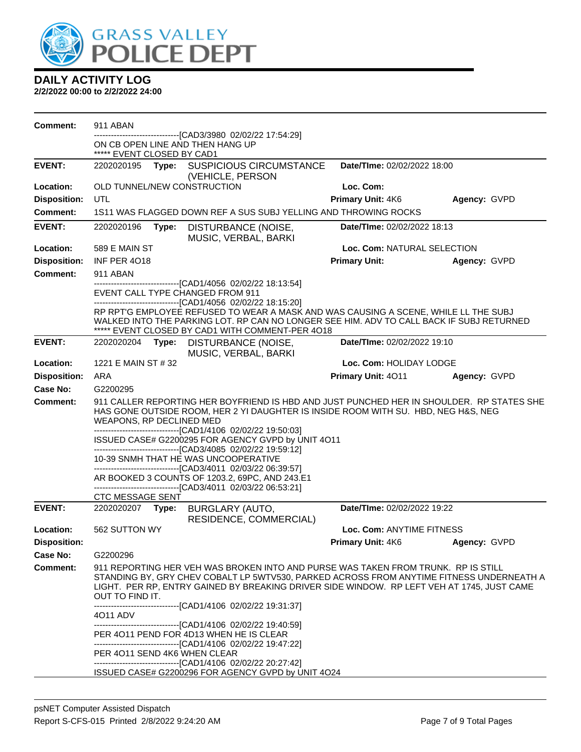# DAILY ACTIVITY LOG

**2/2/2022 00:00 to 2/2/2022 24:00**

**Comment:** 911 ABAN
------------------------------[CAD3/3980 02/02/22 17:54:29]
ON CB OPEN LINE AND THEN HANG UP
***** EVENT CLOSED BY CAD1

---

| | | | |
|---|---|---|---|
| **EVENT:** | 2202020195 **Type:** SUSPICIOUS CIRCUMSTANCE (VEHICLE, PERSON | **Date/TIme:** 02/02/2022 18:00 | |
| **Location:** | OLD TUNNEL/NEW CONSTRUCTION | **Loc. Com:** | |
| **Disposition:** | UTL | **Primary Unit:** 4K6 | **Agency:** GVPD |

**Comment:** 1S11 WAS FLAGGED DOWN REF A SUS SUBJ YELLING AND THROWING ROCKS

---

| | | | |
|---|---|---|---|
| **EVENT:** | 2202020196 **Type:** DISTURBANCE (NOISE, MUSIC, VERBAL, BARKI | **Date/TIme:** 02/02/2022 18:13 | |
| **Location:** | 589 E MAIN ST | **Loc. Com:** NATURAL SELECTION | |
| **Disposition:** | INF PER 4O18 | **Primary Unit:** | **Agency:** GVPD |

**Comment:** 911 ABAN
------------------------------[CAD1/4056 02/02/22 18:13:54]
EVENT CALL TYPE CHANGED FROM 911
------------------------------[CAD1/4056 02/02/22 18:15:20]
RP RPT'G EMPLOYEE REFUSED TO WEAR A MASK AND WAS CAUSING A SCENE, WHILE LL THE SUBJ WALKED INTO THE PARKING LOT. RP CAN NO LONGER SEE HIM. ADV TO CALL BACK IF SUBJ RETURNED
***** EVENT CLOSED BY CAD1 WITH COMMENT-PER 4O18

---

| | | | |
|---|---|---|---|
| **EVENT:** | 2202020204 **Type:** DISTURBANCE (NOISE, MUSIC, VERBAL, BARKI | **Date/TIme:** 02/02/2022 19:10 | |
| **Location:** | 1221 E MAIN ST # 32 | **Loc. Com:** HOLIDAY LODGE | |
| **Disposition:** | ARA | **Primary Unit:** 4O11 | **Agency:** GVPD |
| **Case No:** | G2200295 | | |

**Comment:** 911 CALLER REPORTING HER BOYFRIEND IS HBD AND JUST PUNCHED HER IN SHOULDER. RP STATES SHE HAS GONE OUTSIDE ROOM, HER 2 YI DAUGHTER IS INSIDE ROOM WITH SU. HBD, NEG H&S, NEG WEAPONS, RP DECLINED MED
------------------------------[CAD1/4106 02/02/22 19:50:03]
ISSUED CASE# G2200295 FOR AGENCY GVPD by UNIT 4O11
------------------------------[CAD3/4085 02/02/22 19:59:12]
10-39 SNMH THAT HE WAS UNCOOPERATIVE
------------------------------[CAD3/4011 02/03/22 06:39:57]
AR BOOKED 3 COUNTS OF 1203.2, 69PC, AND 243.E1
------------------------------[CAD3/4011 02/03/22 06:53:21]
CTC MESSAGE SENT

---

| | | | |
|---|---|---|---|
| **EVENT:** | 2202020207 **Type:** BURGLARY (AUTO, RESIDENCE, COMMERCIAL) | **Date/TIme:** 02/02/2022 19:22 | |
| **Location:** | 562 SUTTON WY | **Loc. Com:** ANYTIME FITNESS | |
| **Disposition:** | | **Primary Unit:** 4K6 | **Agency:** GVPD |
| **Case No:** | G2200296 | | |

**Comment:** 911 REPORTING HER VEH WAS BROKEN INTO AND PURSE WAS TAKEN FROM TRUNK. RP IS STILL STANDING BY, GRY CHEV COBALT LP 5WTV530, PARKED ACROSS FROM ANYTIME FITNESS UNDERNEATH A LIGHT. PER RP, ENTRY GAINED BY BREAKING DRIVER SIDE WINDOW. RP LEFT VEH AT 1745, JUST CAME OUT TO FIND IT.
------------------------------[CAD1/4106 02/02/22 19:31:37]
4O11 ADV
------------------------------[CAD1/4106 02/02/22 19:40:59]
PER 4O11 PEND FOR 4D13 WHEN HE IS CLEAR
------------------------------[CAD1/4106 02/02/22 19:47:22]
PER 4O11 SEND 4K6 WHEN CLEAR
------------------------------[CAD1/4106 02/02/22 20:27:42]
ISSUED CASE# G2200296 FOR AGENCY GVPD by UNIT 4O24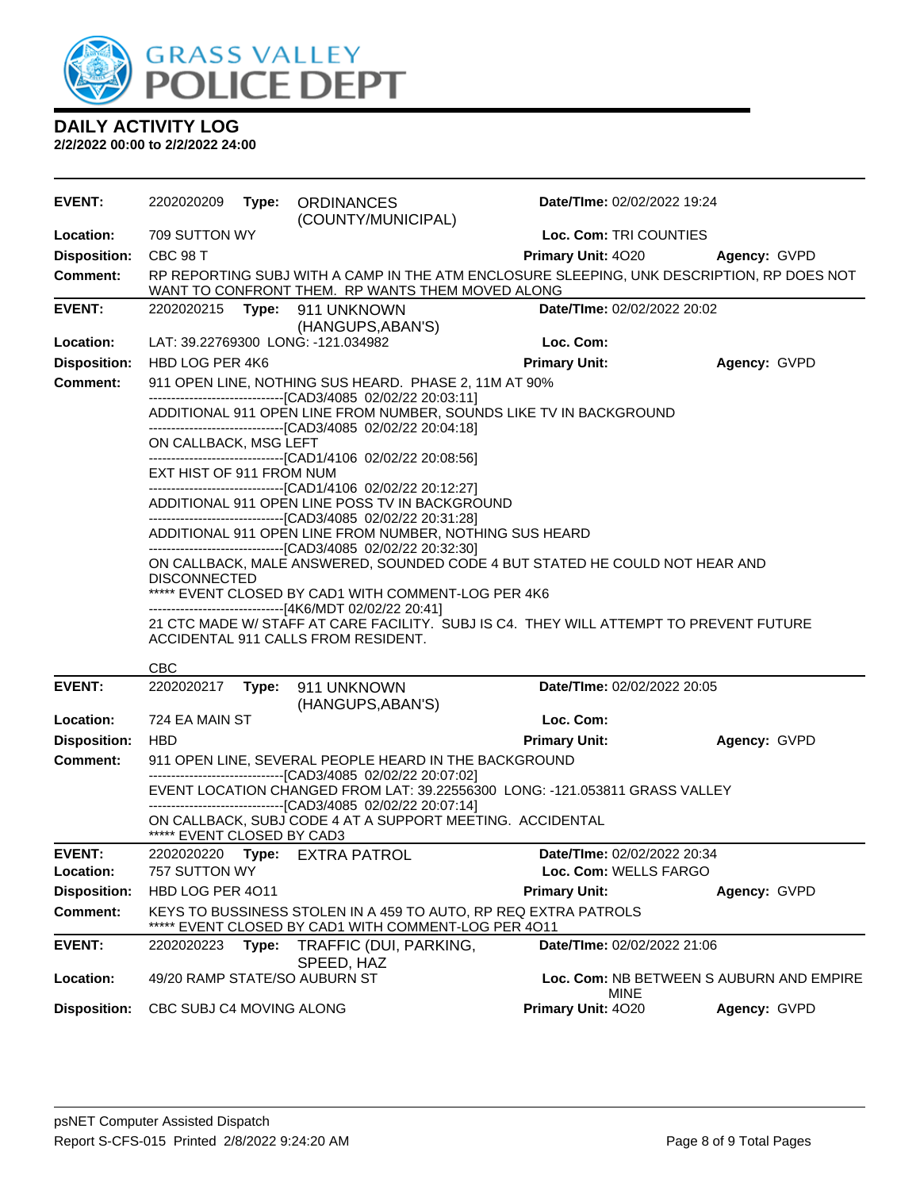GRASS VALLEY POLICE DEPT

## DAILY ACTIVITY LOG

**2/2/2022 00:00 to 2/2/2022 24:00**

| | | | |
|---|---|---|---|
| **EVENT:** | 2202020209 **Type:** ORDINANCES (COUNTY/MUNICIPAL) | **Date/TIme:** 02/02/2022 19:24 | |
| **Location:** | 709 SUTTON WY | **Loc. Com:** TRI COUNTIES | |
| **Disposition:** | CBC 98 T | **Primary Unit:** 4O20 | **Agency:** GVPD |
| **Comment:** | RP REPORTING SUBJ WITH A CAMP IN THE ATM ENCLOSURE SLEEPING, UNK DESCRIPTION, RP DOES NOT WANT TO CONFRONT THEM. RP WANTS THEM MOVED ALONG | | |

| | | | |
|---|---|---|---|
| **EVENT:** | 2202020215 **Type:** 911 UNKNOWN (HANGUPS,ABAN'S) | **Date/TIme:** 02/02/2022 20:02 | |
| **Location:** | LAT: 39.22769300 LONG: -121.034982 | **Loc. Com:** | |
| **Disposition:** | HBD LOG PER 4K6 | **Primary Unit:** | **Agency:** GVPD |

**Comment:**

911 OPEN LINE, NOTHING SUS HEARD. PHASE 2, 11M AT 90%
------------------------------[CAD3/4085 02/02/22 20:03:11]
ADDITIONAL 911 OPEN LINE FROM NUMBER, SOUNDS LIKE TV IN BACKGROUND
------------------------------[CAD3/4085 02/02/22 20:04:18]
ON CALLBACK, MSG LEFT
------------------------------[CAD1/4106 02/02/22 20:08:56]
EXT HIST OF 911 FROM NUM
------------------------------[CAD1/4106 02/02/22 20:12:27]
ADDITIONAL 911 OPEN LINE POSS TV IN BACKGROUND
------------------------------[CAD3/4085 02/02/22 20:31:28]
ADDITIONAL 911 OPEN LINE FROM NUMBER, NOTHING SUS HEARD
------------------------------[CAD3/4085 02/02/22 20:32:30]
ON CALLBACK, MALE ANSWERED, SOUNDED CODE 4 BUT STATED HE COULD NOT HEAR AND DISCONNECTED
***** EVENT CLOSED BY CAD1 WITH COMMENT-LOG PER 4K6
------------------------------[4K6/MDT 02/02/22 20:41]
21 CTC MADE W/ STAFF AT CARE FACILITY. SUBJ IS C4. THEY WILL ATTEMPT TO PREVENT FUTURE ACCIDENTAL 911 CALLS FROM RESIDENT.

CBC

| | | | |
|---|---|---|---|
| **EVENT:** | 2202020217 **Type:** 911 UNKNOWN (HANGUPS,ABAN'S) | **Date/TIme:** 02/02/2022 20:05 | |
| **Location:** | 724 EA MAIN ST | **Loc. Com:** | |
| **Disposition:** | HBD | **Primary Unit:** | **Agency:** GVPD |

**Comment:**

911 OPEN LINE, SEVERAL PEOPLE HEARD IN THE BACKGROUND
------------------------------[CAD3/4085 02/02/22 20:07:02]
EVENT LOCATION CHANGED FROM LAT: 39.22556300 LONG: -121.053811 GRASS VALLEY
------------------------------[CAD3/4085 02/02/22 20:07:14]
ON CALLBACK, SUBJ CODE 4 AT A SUPPORT MEETING. ACCIDENTAL
***** EVENT CLOSED BY CAD3

| | | | |
|---|---|---|---|
| **EVENT:** | 2202020220 **Type:** EXTRA PATROL | **Date/TIme:** 02/02/2022 20:34 | |
| **Location:** | 757 SUTTON WY | **Loc. Com:** WELLS FARGO | |
| **Disposition:** | HBD LOG PER 4O11 | **Primary Unit:** | **Agency:** GVPD |
| **Comment:** | KEYS TO BUSSINESS STOLEN IN A 459 TO AUTO, RP REQ EXTRA PATROLS ***** EVENT CLOSED BY CAD1 WITH COMMENT-LOG PER 4O11 | | |

| | | | |
|---|---|---|---|
| **EVENT:** | 2202020223 **Type:** TRAFFIC (DUI, PARKING, SPEED, HAZ | **Date/TIme:** 02/02/2022 21:06 | |
| **Location:** | 49/20 RAMP STATE/SO AUBURN ST | **Loc. Com:** NB BETWEEN S AUBURN AND EMPIRE MINE | |
| **Disposition:** | CBC SUBJ C4 MOVING ALONG | **Primary Unit:** 4O20 | **Agency:** GVPD |

psNET Computer Assisted Dispatch
Report S-CFS-015 Printed 2/8/2022 9:24:20 AM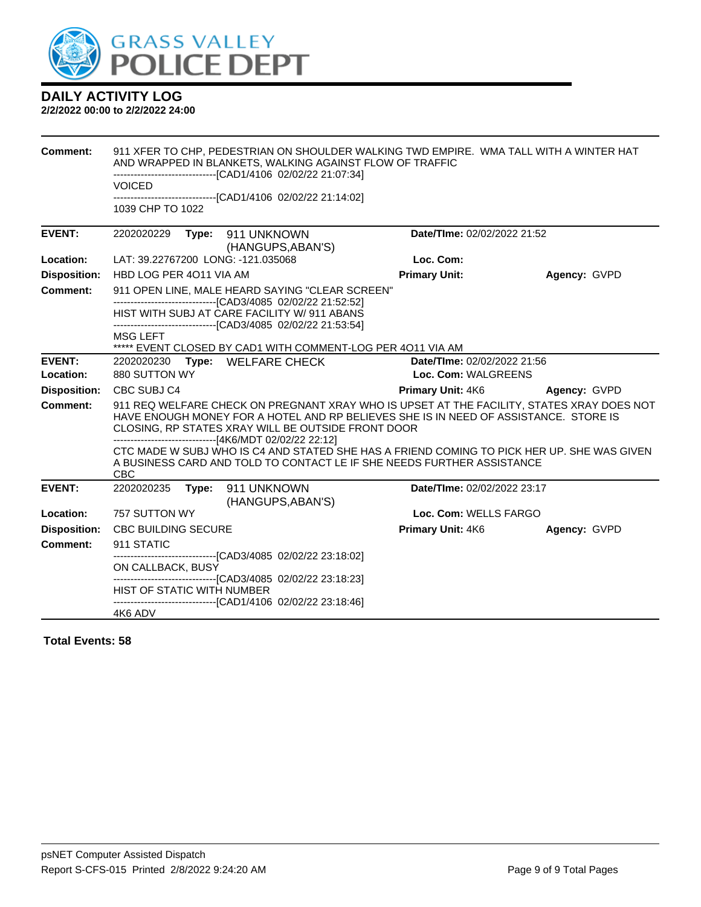## DAILY ACTIVITY LOG

**2/2/2022 00:00 to 2/2/2022 24:00**

**Comment:** 911 XFER TO CHP, PEDESTRIAN ON SHOULDER WALKING TWD EMPIRE. WMA TALL WITH A WINTER HAT AND WRAPPED IN BLANKETS, WALKING AGAINST FLOW OF TRAFFIC
------------------------------[CAD1/4106 02/02/22 21:07:34]
VOICED
------------------------------[CAD1/4106 02/02/22 21:14:02]
1039 CHP TO 1022

| | | | |
|---|---|---|---|
| **EVENT:** | 2202020229 **Type:** 911 UNKNOWN (HANGUPS,ABAN'S) | **Date/TIme:** 02/02/2022 21:52 | |
| **Location:** | LAT: 39.22767200 LONG: -121.035068 | **Loc. Com:** | |
| **Disposition:** | HBD LOG PER 4O11 VIA AM | **Primary Unit:** | **Agency:** GVPD |

**Comment:** 911 OPEN LINE, MALE HEARD SAYING "CLEAR SCREEN"
------------------------------[CAD3/4085 02/02/22 21:52:52]
HIST WITH SUBJ AT CARE FACILITY W/ 911 ABANS
------------------------------[CAD3/4085 02/02/22 21:53:54]
MSG LEFT
***** EVENT CLOSED BY CAD1 WITH COMMENT-LOG PER 4O11 VIA AM

| | | | |
|---|---|---|---|
| **EVENT:** | 2202020230 **Type:** WELFARE CHECK | **Date/TIme:** 02/02/2022 21:56 | |
| **Location:** | 880 SUTTON WY | **Loc. Com:** WALGREENS | |
| **Disposition:** | CBC SUBJ C4 | **Primary Unit:** 4K6 | **Agency:** GVPD |

**Comment:** 911 REQ WELFARE CHECK ON PREGNANT XRAY WHO IS UPSET AT THE FACILITY, STATES XRAY DOES NOT HAVE ENOUGH MONEY FOR A HOTEL AND RP BELIEVES SHE IS IN NEED OF ASSISTANCE. STORE IS CLOSING, RP STATES XRAY WILL BE OUTSIDE FRONT DOOR
------------------------------[4K6/MDT 02/02/22 22:12]
CTC MADE W SUBJ WHO IS C4 AND STATED SHE HAS A FRIEND COMING TO PICK HER UP. SHE WAS GIVEN A BUSINESS CARD AND TOLD TO CONTACT LE IF SHE NEEDS FURTHER ASSISTANCE
CBC

| | | | |
|---|---|---|---|
| **EVENT:** | 2202020235 **Type:** 911 UNKNOWN (HANGUPS,ABAN'S) | **Date/TIme:** 02/02/2022 23:17 | |
| **Location:** | 757 SUTTON WY | **Loc. Com:** WELLS FARGO | |
| **Disposition:** | CBC BUILDING SECURE | **Primary Unit:** 4K6 | **Agency:** GVPD |

**Comment:** 911 STATIC
------------------------------[CAD3/4085 02/02/22 23:18:02]
ON CALLBACK, BUSY
------------------------------[CAD3/4085 02/02/22 23:18:23]
HIST OF STATIC WITH NUMBER
------------------------------[CAD1/4106 02/02/22 23:18:46]
4K6 ADV

**Total Events: 58**

psNET Computer Assisted Dispatch
Report S-CFS-015 Printed 2/8/2022 9:24:20 AM